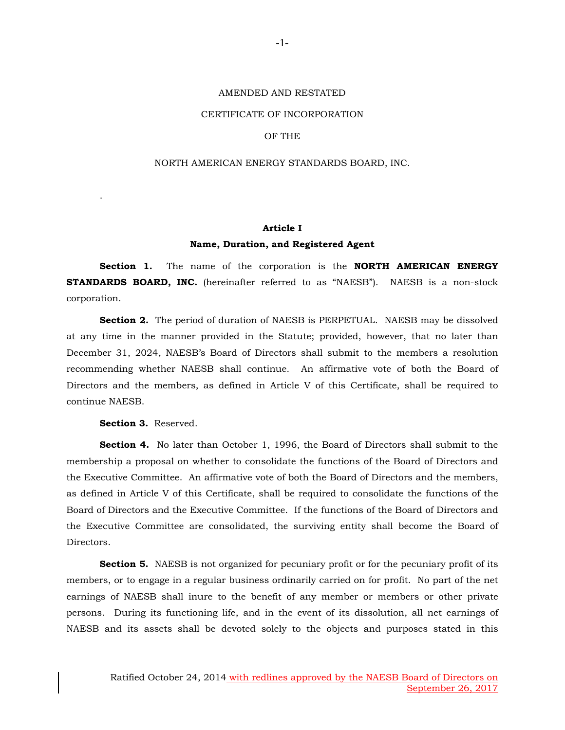AMENDED AND RESTATED

CERTIFICATE OF INCORPORATION

OF THE

NORTH AMERICAN ENERGY STANDARDS BOARD, INC.

.

## Article I

## Name, Duration, and Registered Agent

**Section 1.** The name of the corporation is the **NORTH AMERICAN ENERGY STANDARDS BOARD, INC.** (hereinafter referred to as "NAESB"). NAESB is a non-stock corporation.

**Section 2.** The period of duration of NAESB is PERPETUAL. NAESB may be dissolved at any time in the manner provided in the Statute; provided, however, that no later than December 31, 2024, NAESB's Board of Directors shall submit to the members a resolution recommending whether NAESB shall continue. An affirmative vote of both the Board of Directors and the members, as defined in Article V of this Certificate, shall be required to continue NAESB.

**Section 3.** Reserved.

**Section 4.** No later than October 1, 1996, the Board of Directors shall submit to the membership a proposal on whether to consolidate the functions of the Board of Directors and the Executive Committee. An affirmative vote of both the Board of Directors and the members, as defined in Article V of this Certificate, shall be required to consolidate the functions of the Board of Directors and the Executive Committee. If the functions of the Board of Directors and the Executive Committee are consolidated, the surviving entity shall become the Board of Directors.

**Section 5.** NAESB is not organized for pecuniary profit or for the pecuniary profit of its members, or to engage in a regular business ordinarily carried on for profit. No part of the net earnings of NAESB shall inure to the benefit of any member or members or other private persons. During its functioning life, and in the event of its dissolution, all net earnings of NAESB and its assets shall be devoted solely to the objects and purposes stated in this

Ratified October 24, 2014 with redlines approved by the NAESB Board of Directors on September 26, 2017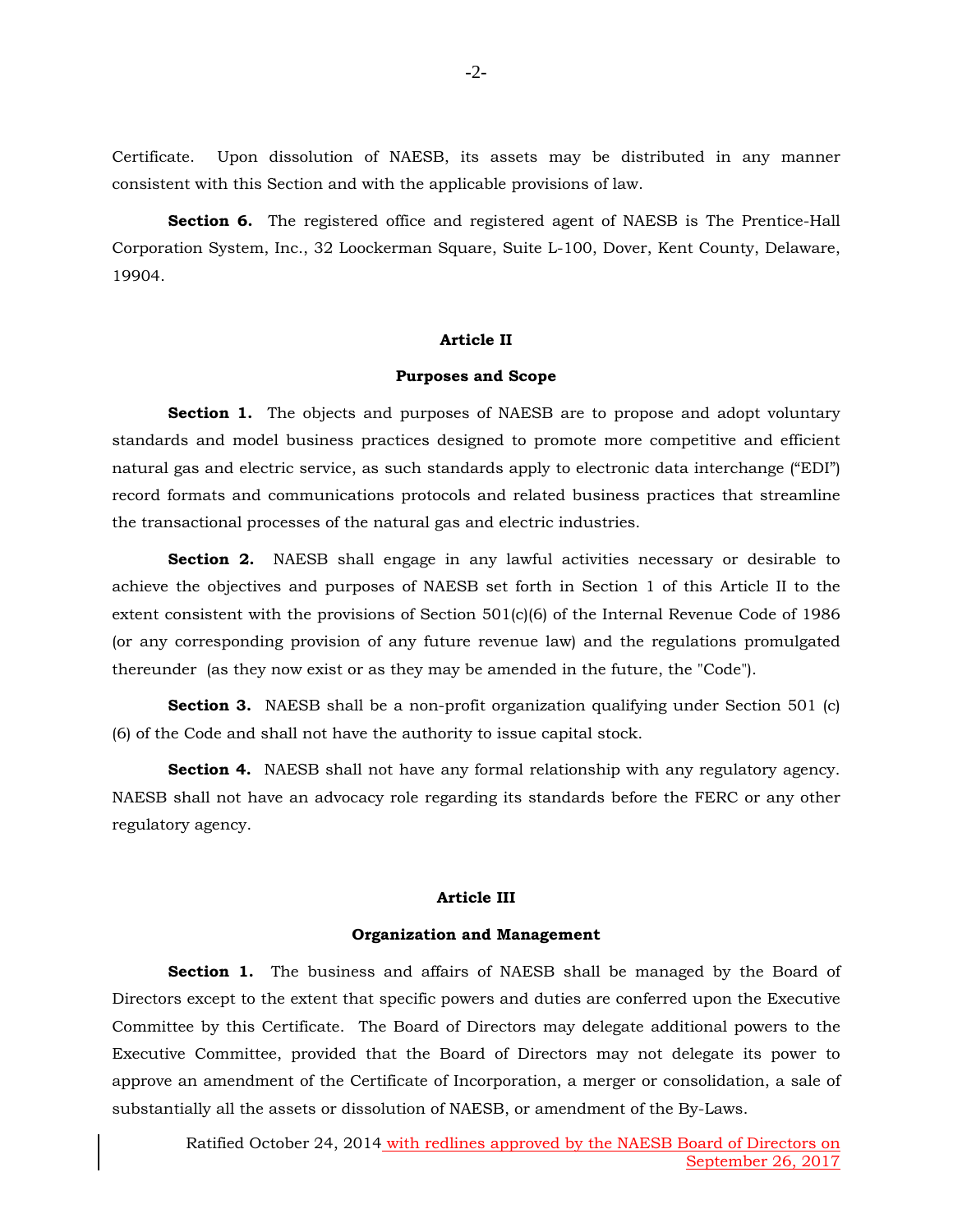Certificate. Upon dissolution of NAESB, its assets may be distributed in any manner consistent with this Section and with the applicable provisions of law.

**Section 6.** The registered office and registered agent of NAESB is The Prentice-Hall Corporation System, Inc., 32 Loockerman Square, Suite L-100, Dover, Kent County, Delaware, 19904.

## Article II

### Purposes and Scope

**Section 1.** The objects and purposes of NAESB are to propose and adopt voluntary standards and model business practices designed to promote more competitive and efficient natural gas and electric service, as such standards apply to electronic data interchange ("EDI") record formats and communications protocols and related business practices that streamline the transactional processes of the natural gas and electric industries.

**Section 2.** NAESB shall engage in any lawful activities necessary or desirable to achieve the objectives and purposes of NAESB set forth in Section 1 of this Article II to the extent consistent with the provisions of Section 501(c)(6) of the Internal Revenue Code of 1986 (or any corresponding provision of any future revenue law) and the regulations promulgated thereunder (as they now exist or as they may be amended in the future, the "Code").

**Section 3.** NAESB shall be a non-profit organization qualifying under Section 501 (c) (6) of the Code and shall not have the authority to issue capital stock.

**Section 4.** NAESB shall not have any formal relationship with any regulatory agency. NAESB shall not have an advocacy role regarding its standards before the FERC or any other regulatory agency.

## Article III

### Organization and Management

**Section 1.** The business and affairs of NAESB shall be managed by the Board of Directors except to the extent that specific powers and duties are conferred upon the Executive Committee by this Certificate. The Board of Directors may delegate additional powers to the Executive Committee, provided that the Board of Directors may not delegate its power to approve an amendment of the Certificate of Incorporation, a merger or consolidation, a sale of substantially all the assets or dissolution of NAESB, or amendment of the By-Laws.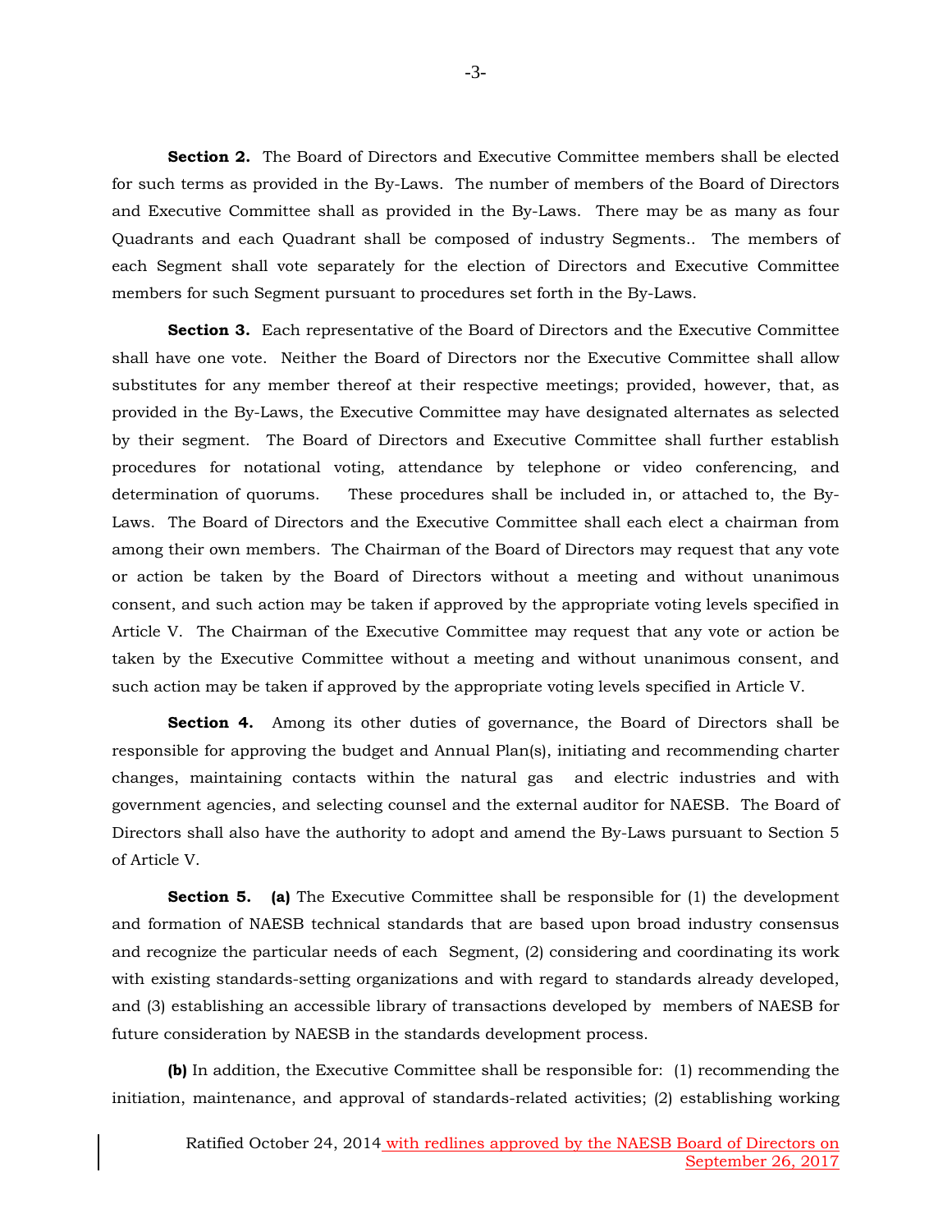**Section 2.** The Board of Directors and Executive Committee members shall be elected for such terms as provided in the By-Laws. The number of members of the Board of Directors and Executive Committee shall as provided in the By-Laws. There may be as many as four Quadrants and each Quadrant shall be composed of industry Segments.. The members of each Segment shall vote separately for the election of Directors and Executive Committee members for such Segment pursuant to procedures set forth in the By-Laws.

**Section 3.** Each representative of the Board of Directors and the Executive Committee shall have one vote. Neither the Board of Directors nor the Executive Committee shall allow substitutes for any member thereof at their respective meetings; provided, however, that, as provided in the By-Laws, the Executive Committee may have designated alternates as selected by their segment. The Board of Directors and Executive Committee shall further establish procedures for notational voting, attendance by telephone or video conferencing, and determination of quorums. These procedures shall be included in, or attached to, the By-Laws. The Board of Directors and the Executive Committee shall each elect a chairman from among their own members. The Chairman of the Board of Directors may request that any vote or action be taken by the Board of Directors without a meeting and without unanimous consent, and such action may be taken if approved by the appropriate voting levels specified in Article V. The Chairman of the Executive Committee may request that any vote or action be taken by the Executive Committee without a meeting and without unanimous consent, and such action may be taken if approved by the appropriate voting levels specified in Article V.

**Section 4.** Among its other duties of governance, the Board of Directors shall be responsible for approving the budget and Annual Plan(s), initiating and recommending charter changes, maintaining contacts within the natural gas and electric industries and with government agencies, and selecting counsel and the external auditor for NAESB. The Board of Directors shall also have the authority to adopt and amend the By-Laws pursuant to Section 5 of Article V.

**Section 5. (a)** The Executive Committee shall be responsible for (1) the development and formation of NAESB technical standards that are based upon broad industry consensus and recognize the particular needs of each Segment, (2) considering and coordinating its work with existing standards-setting organizations and with regard to standards already developed, and (3) establishing an accessible library of transactions developed by members of NAESB for future consideration by NAESB in the standards development process.

**(b)** In addition, the Executive Committee shall be responsible for: (1) recommending the initiation, maintenance, and approval of standards-related activities; (2) establishing working

Ratified October 24, 2014 with redlines approved by the NAESB Board of Directors on September 26, 2017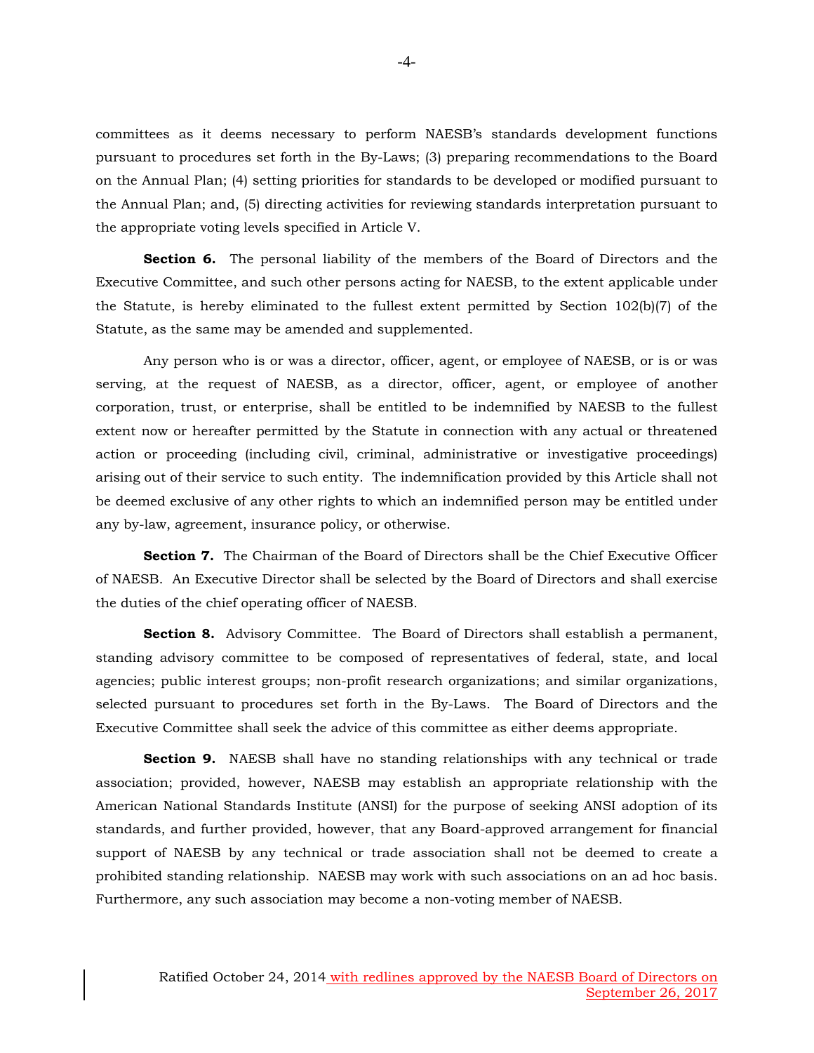committees as it deems necessary to perform NAESB's standards development functions pursuant to procedures set forth in the By-Laws; (3) preparing recommendations to the Board on the Annual Plan; (4) setting priorities for standards to be developed or modified pursuant to the Annual Plan; and, (5) directing activities for reviewing standards interpretation pursuant to the appropriate voting levels specified in Article V.

**Section 6.** The personal liability of the members of the Board of Directors and the Executive Committee, and such other persons acting for NAESB, to the extent applicable under the Statute, is hereby eliminated to the fullest extent permitted by Section 102(b)(7) of the Statute, as the same may be amended and supplemented.

Any person who is or was a director, officer, agent, or employee of NAESB, or is or was serving, at the request of NAESB, as a director, officer, agent, or employee of another corporation, trust, or enterprise, shall be entitled to be indemnified by NAESB to the fullest extent now or hereafter permitted by the Statute in connection with any actual or threatened action or proceeding (including civil, criminal, administrative or investigative proceedings) arising out of their service to such entity. The indemnification provided by this Article shall not be deemed exclusive of any other rights to which an indemnified person may be entitled under any by-law, agreement, insurance policy, or otherwise.

**Section 7.** The Chairman of the Board of Directors shall be the Chief Executive Officer of NAESB. An Executive Director shall be selected by the Board of Directors and shall exercise the duties of the chief operating officer of NAESB.

**Section 8.** Advisory Committee. The Board of Directors shall establish a permanent, standing advisory committee to be composed of representatives of federal, state, and local agencies; public interest groups; non-profit research organizations; and similar organizations, selected pursuant to procedures set forth in the By-Laws. The Board of Directors and the Executive Committee shall seek the advice of this committee as either deems appropriate.

**Section 9.** NAESB shall have no standing relationships with any technical or trade association; provided, however, NAESB may establish an appropriate relationship with the American National Standards Institute (ANSI) for the purpose of seeking ANSI adoption of its standards, and further provided, however, that any Board-approved arrangement for financial support of NAESB by any technical or trade association shall not be deemed to create a prohibited standing relationship. NAESB may work with such associations on an ad hoc basis. Furthermore, any such association may become a non-voting member of NAESB.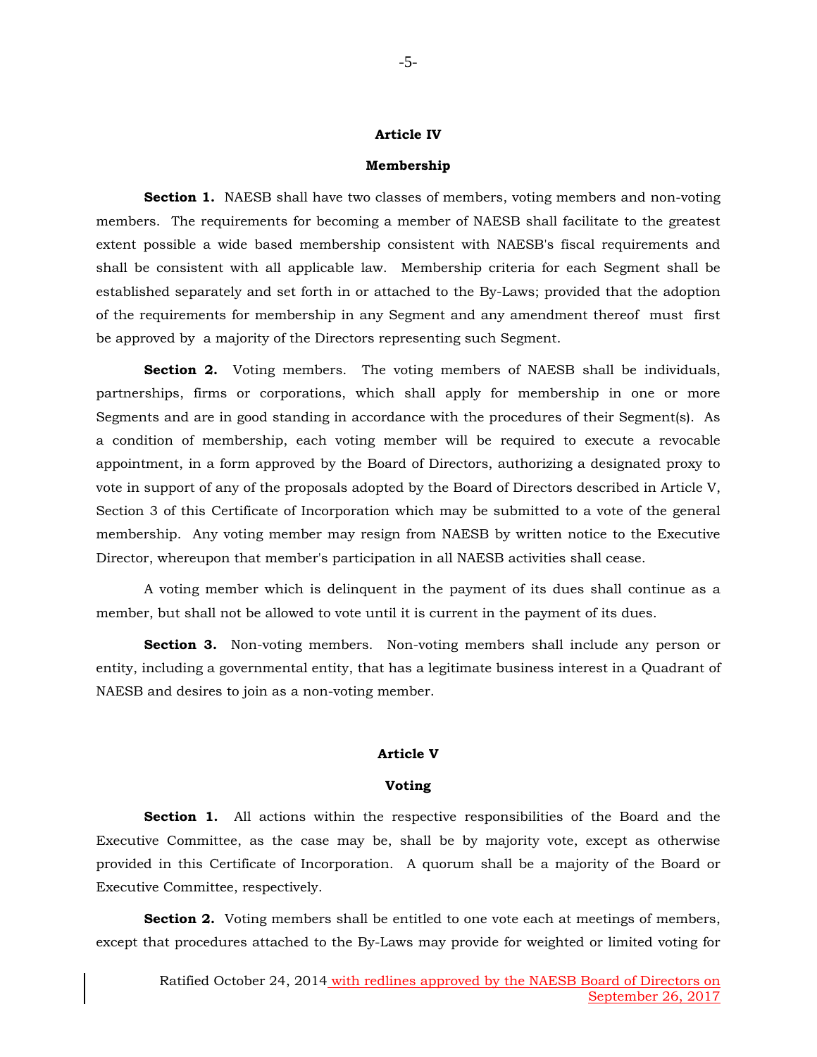## Article IV

## Membership

**Section 1.** NAESB shall have two classes of members, voting members and non-voting members. The requirements for becoming a member of NAESB shall facilitate to the greatest extent possible a wide based membership consistent with NAESB's fiscal requirements and shall be consistent with all applicable law. Membership criteria for each Segment shall be established separately and set forth in or attached to the By-Laws; provided that the adoption of the requirements for membership in any Segment and any amendment thereof must first be approved by a majority of the Directors representing such Segment.

**Section 2.** Voting members. The voting members of NAESB shall be individuals, partnerships, firms or corporations, which shall apply for membership in one or more Segments and are in good standing in accordance with the procedures of their Segment(s). As a condition of membership, each voting member will be required to execute a revocable appointment, in a form approved by the Board of Directors, authorizing a designated proxy to vote in support of any of the proposals adopted by the Board of Directors described in Article V, Section 3 of this Certificate of Incorporation which may be submitted to a vote of the general membership. Any voting member may resign from NAESB by written notice to the Executive Director, whereupon that member's participation in all NAESB activities shall cease.

A voting member which is delinquent in the payment of its dues shall continue as a member, but shall not be allowed to vote until it is current in the payment of its dues.

**Section 3.** Non-voting members. Non-voting members shall include any person or entity, including a governmental entity, that has a legitimate business interest in a Quadrant of NAESB and desires to join as a non-voting member.

## Article V

## Voting

**Section 1.** All actions within the respective responsibilities of the Board and the Executive Committee, as the case may be, shall be by majority vote, except as otherwise provided in this Certificate of Incorporation. A quorum shall be a majority of the Board or Executive Committee, respectively.

**Section 2.** Voting members shall be entitled to one vote each at meetings of members, except that procedures attached to the By-Laws may provide for weighted or limited voting for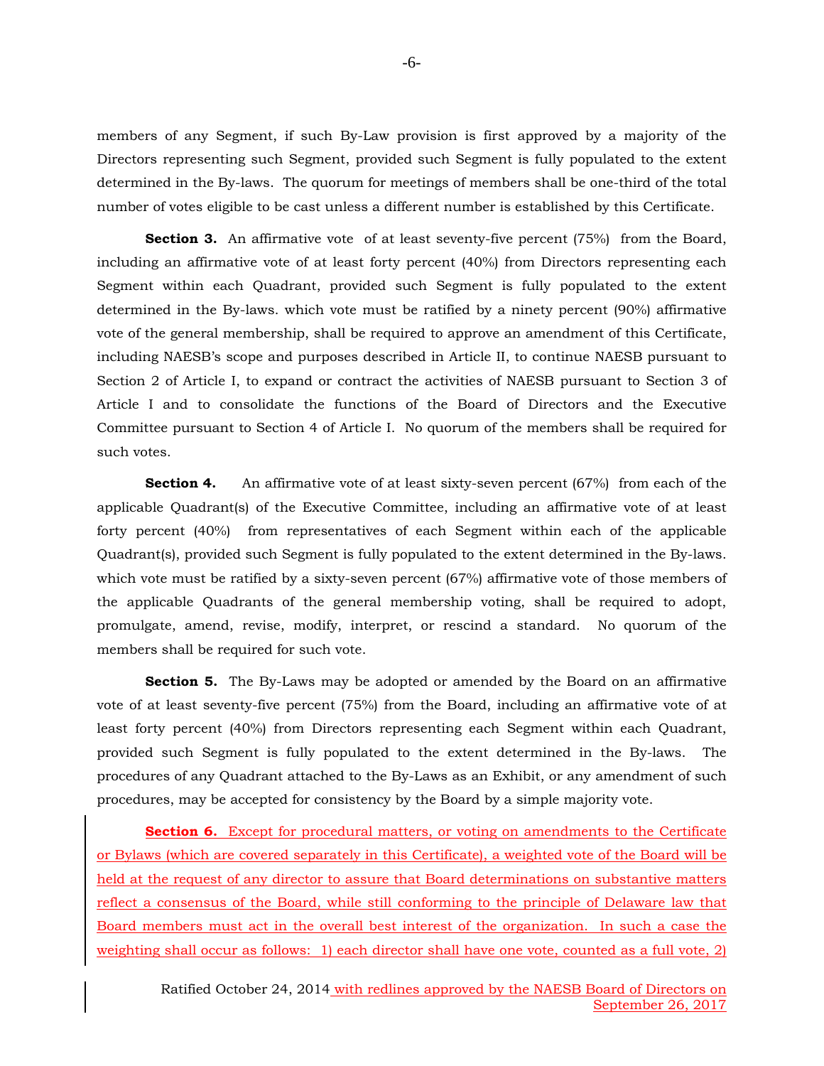members of any Segment, if such By-Law provision is first approved by a majority of the Directors representing such Segment, provided such Segment is fully populated to the extent determined in the By-laws. The quorum for meetings of members shall be one-third of the total number of votes eligible to be cast unless a different number is established by this Certificate.

**Section 3.** An affirmative vote of at least seventy-five percent (75%) from the Board, including an affirmative vote of at least forty percent (40%) from Directors representing each Segment within each Quadrant, provided such Segment is fully populated to the extent determined in the By-laws. which vote must be ratified by a ninety percent (90%) affirmative vote of the general membership, shall be required to approve an amendment of this Certificate, including NAESB's scope and purposes described in Article II, to continue NAESB pursuant to Section 2 of Article I, to expand or contract the activities of NAESB pursuant to Section 3 of Article I and to consolidate the functions of the Board of Directors and the Executive Committee pursuant to Section 4 of Article I. No quorum of the members shall be required for such votes.

**Section 4.** An affirmative vote of at least sixty-seven percent (67%) from each of the applicable Quadrant(s) of the Executive Committee, including an affirmative vote of at least forty percent (40%) from representatives of each Segment within each of the applicable Quadrant(s), provided such Segment is fully populated to the extent determined in the By-laws. which vote must be ratified by a sixty-seven percent (67%) affirmative vote of those members of the applicable Quadrants of the general membership voting, shall be required to adopt, promulgate, amend, revise, modify, interpret, or rescind a standard. No quorum of the members shall be required for such vote.

**Section 5.** The By-Laws may be adopted or amended by the Board on an affirmative vote of at least seventy-five percent (75%) from the Board, including an affirmative vote of at least forty percent (40%) from Directors representing each Segment within each Quadrant, provided such Segment is fully populated to the extent determined in the By-laws. The procedures of any Quadrant attached to the By-Laws as an Exhibit, or any amendment of such procedures, may be accepted for consistency by the Board by a simple majority vote.

**Section 6.** Except for procedural matters, or voting on amendments to the Certificate or Bylaws (which are covered separately in this Certificate), a weighted vote of the Board will be held at the request of any director to assure that Board determinations on substantive matters reflect a consensus of the Board, while still conforming to the principle of Delaware law that Board members must act in the overall best interest of the organization. In such a case the weighting shall occur as follows: 1) each director shall have one vote, counted as a full vote, 2)

Ratified October 24, 2014 with redlines approved by the NAESB Board of Directors on September 26, 2017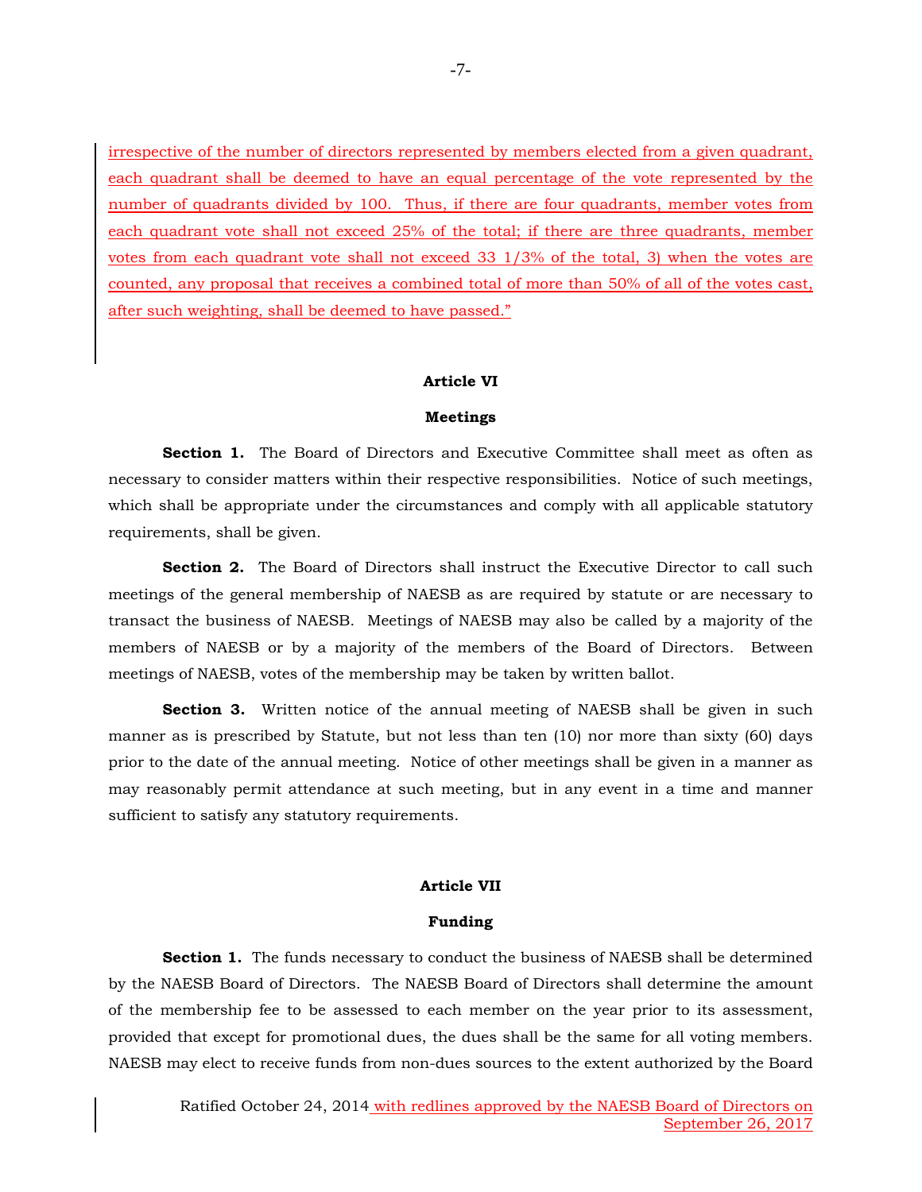irrespective of the number of directors represented by members elected from a given quadrant, each quadrant shall be deemed to have an equal percentage of the vote represented by the number of quadrants divided by 100. Thus, if there are four quadrants, member votes from each quadrant vote shall not exceed 25% of the total; if there are three quadrants, member votes from each quadrant vote shall not exceed 33 1/3% of the total, 3) when the votes are counted, any proposal that receives a combined total of more than 50% of all of the votes cast, after such weighting, shall be deemed to have passed."

## Article VI

## Meetings

**Section 1.** The Board of Directors and Executive Committee shall meet as often as necessary to consider matters within their respective responsibilities. Notice of such meetings, which shall be appropriate under the circumstances and comply with all applicable statutory requirements, shall be given.

**Section 2.** The Board of Directors shall instruct the Executive Director to call such meetings of the general membership of NAESB as are required by statute or are necessary to transact the business of NAESB. Meetings of NAESB may also be called by a majority of the members of NAESB or by a majority of the members of the Board of Directors. Between meetings of NAESB, votes of the membership may be taken by written ballot.

**Section 3.** Written notice of the annual meeting of NAESB shall be given in such manner as is prescribed by Statute, but not less than ten (10) nor more than sixty (60) days prior to the date of the annual meeting. Notice of other meetings shall be given in a manner as may reasonably permit attendance at such meeting, but in any event in a time and manner sufficient to satisfy any statutory requirements.

## Article VII

## Funding

**Section 1.** The funds necessary to conduct the business of NAESB shall be determined by the NAESB Board of Directors. The NAESB Board of Directors shall determine the amount of the membership fee to be assessed to each member on the year prior to its assessment, provided that except for promotional dues, the dues shall be the same for all voting members. NAESB may elect to receive funds from non-dues sources to the extent authorized by the Board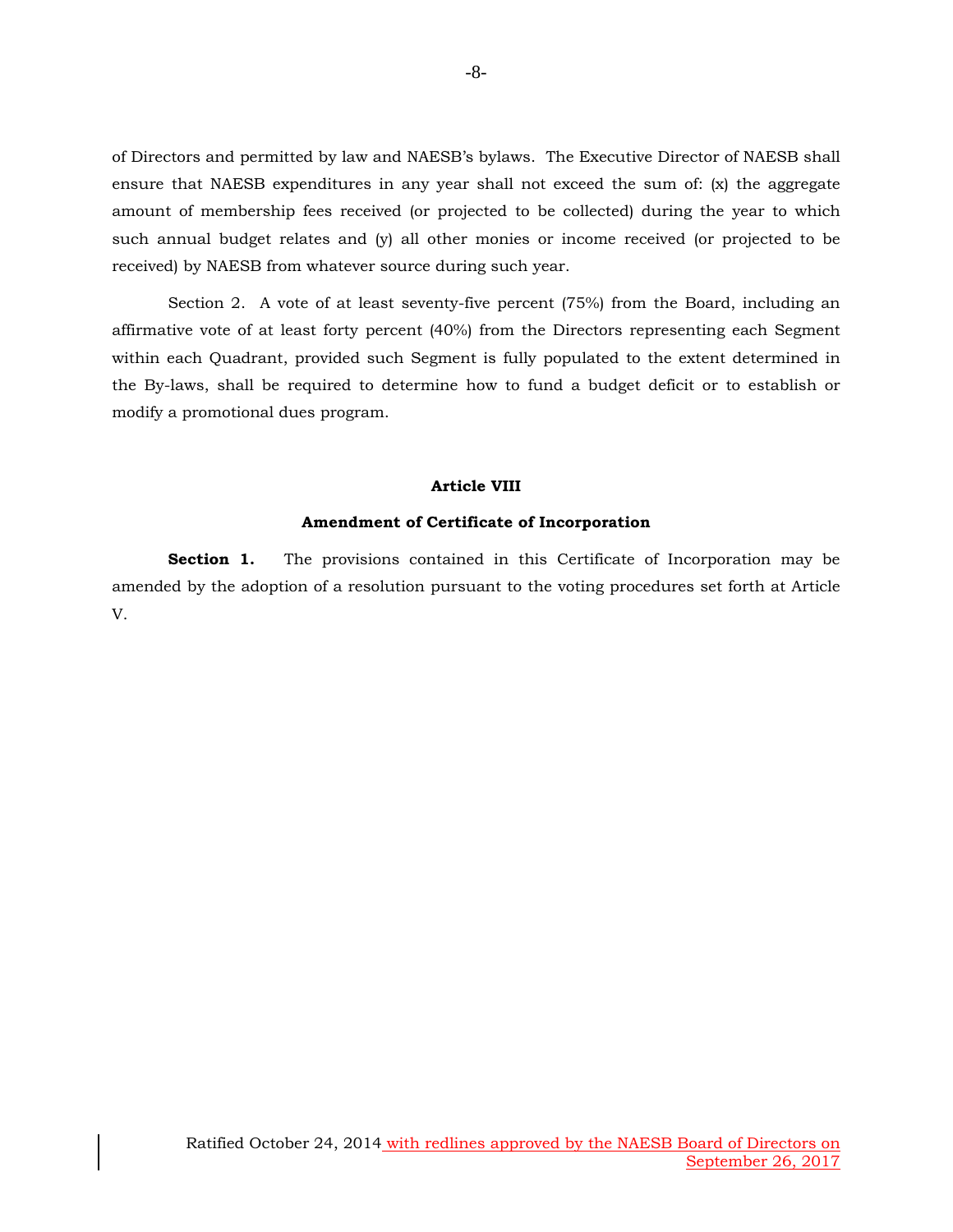of Directors and permitted by law and NAESB's bylaws. The Executive Director of NAESB shall ensure that NAESB expenditures in any year shall not exceed the sum of: (x) the aggregate amount of membership fees received (or projected to be collected) during the year to which such annual budget relates and (y) all other monies or income received (or projected to be received) by NAESB from whatever source during such year.

Section 2. A vote of at least seventy-five percent (75%) from the Board, including an affirmative vote of at least forty percent (40%) from the Directors representing each Segment within each Quadrant, provided such Segment is fully populated to the extent determined in the By-laws, shall be required to determine how to fund a budget deficit or to establish or modify a promotional dues program.

## Article VIII

### Amendment of Certificate of Incorporation

**Section 1.** The provisions contained in this Certificate of Incorporation may be amended by the adoption of a resolution pursuant to the voting procedures set forth at Article V.

Ratified October 24, 2014 with redlines approved by the NAESB Board of Directors on September 26, 2017